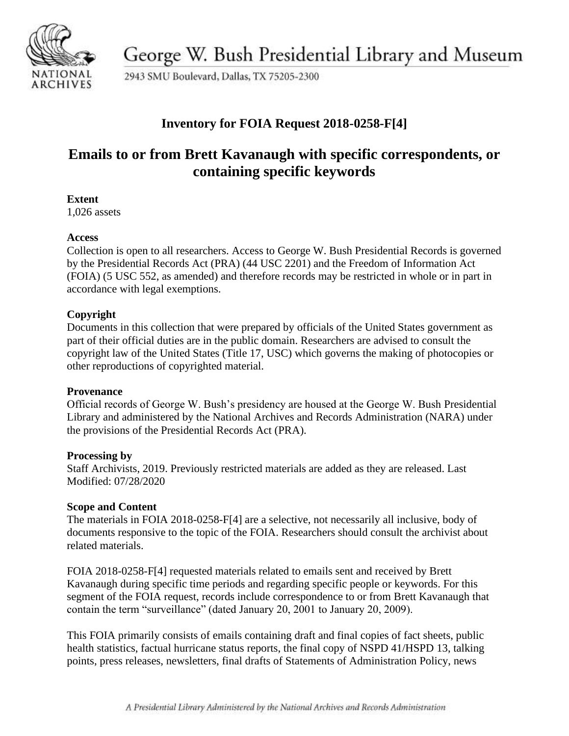George W. Bush Presidential Library and Museum

2943 SMU Boulevard, Dallas, TX 75205-2300

## Inventory for FOIA Request 2018-0258-F[4]

# Emails to or from Brett Kavanaugh with specific correspondents, or containing specific keywords

**Extent**

1,026 assets

**Access**

Collection is open to all researchers. Access to George W. Bush Presidential Records is governed by the Presidential Records Act (PRA) (44 USC 2201) and the Freedom of Information Act (FOIA) (5 USC 552, as amended) and therefore records may be restricted in whole or in part in accordance with legal exemptions.

**Copyright**

Documents in this collection that were prepared by officials of the United States government as part of their official duties are in the public domain. Researchers are advised to consult the copyright law of the United States (Title 17, USC) which governs the making of photocopies or other reproductions of copyrighted material.

**Provenance**

Official records of George W. Bush's presidency are housed at the George W. Bush Presidential Library and administered by the National Archives and Records Administration (NARA) under the provisions of the Presidential Records Act (PRA).

**Processing by**

Staff Archivists, 2019. Previously restricted materials are added as they are released. Last Modified: 07/28/2020

**Scope and Content**

The materials in FOIA 2018-0258-F[4] are a selective, not necessarily all inclusive, body of documents responsive to the topic of the FOIA. Researchers should consult the archivist about related materials.

FOIA 2018-0258-F[4] requested materials related to emails sent and received by Brett Kavanaugh during specific time periods and regarding specific people or keywords. For this segment of the FOIA request, records include correspondence to or from Brett Kavanaugh that contain the term "surveillance" (dated January 20, 2001 to January 20, 2009).

This FOIA primarily consists of emails containing draft and final copies of fact sheets, public health statistics, factual hurricane status reports, the final copy of NSPD 41/HSPD 13, talking points, press releases, newsletters, final drafts of Statements of Administration Policy, news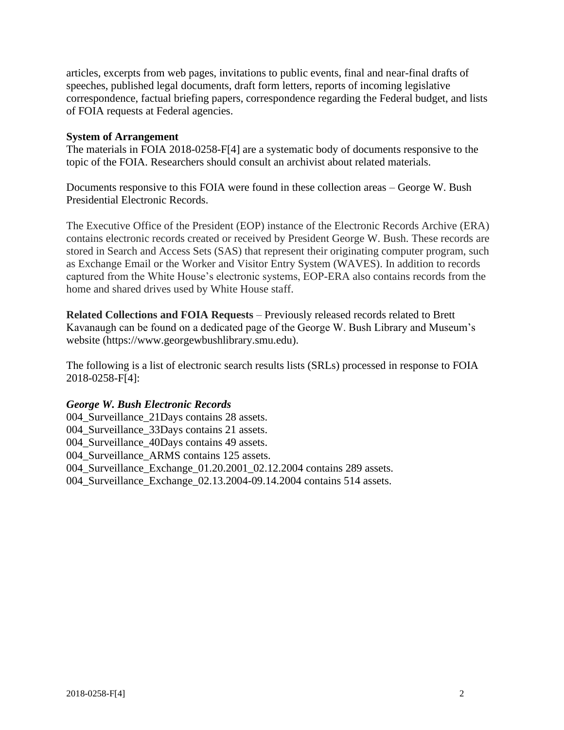articles, excerpts from web pages, invitations to public events, final and near-final drafts of speeches, published legal documents, draft form letters, reports of incoming legislative correspondence, factual briefing papers, correspondence regarding the Federal budget, and lists of FOIA requests at Federal agencies.

**System of Arrangement**
The materials in FOIA 2018-0258-F[4] are a systematic body of documents responsive to the topic of the FOIA. Researchers should consult an archivist about related materials.

Documents responsive to this FOIA were found in these collection areas – George W. Bush Presidential Electronic Records.

The Executive Office of the President (EOP) instance of the Electronic Records Archive (ERA) contains electronic records created or received by President George W. Bush. These records are stored in Search and Access Sets (SAS) that represent their originating computer program, such as Exchange Email or the Worker and Visitor Entry System (WAVES). In addition to records captured from the White House's electronic systems, EOP-ERA also contains records from the home and shared drives used by White House staff.

**Related Collections and FOIA Requests** – Previously released records related to Brett Kavanaugh can be found on a dedicated page of the George W. Bush Library and Museum's website (https://www.georgewbushlibrary.smu.edu).

The following is a list of electronic search results lists (SRLs) processed in response to FOIA 2018-0258-F[4]:

***George W. Bush Electronic Records***
004_Surveillance_21Days contains 28 assets.
004_Surveillance_33Days contains 21 assets.
004_Surveillance_40Days contains 49 assets.
004_Surveillance_ARMS contains 125 assets.
004_Surveillance_Exchange_01.20.2001_02.12.2004 contains 289 assets.
004_Surveillance_Exchange_02.13.2004-09.14.2004 contains 514 assets.